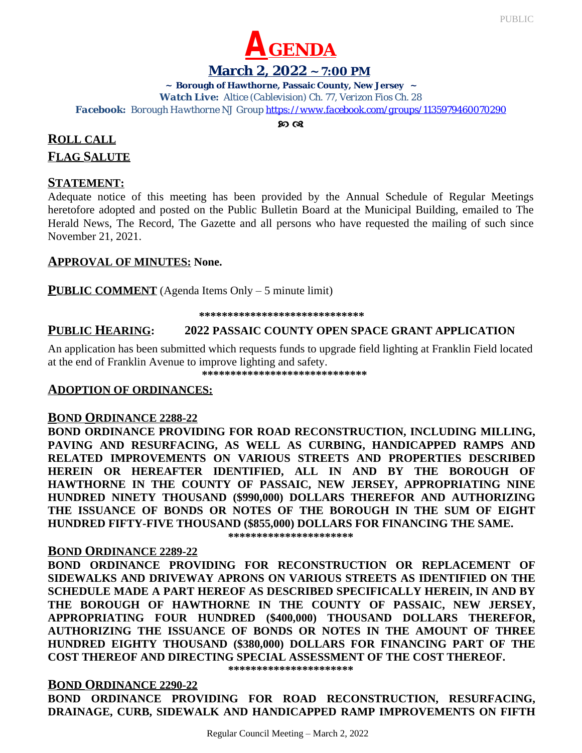# AGENDA

## March 2, 2022 ~ 7:00 PM

**~ Borough of Hawthorne, Passaic County, New Jersey ~**

***Watch Live:*** *Altice (Cablevision) Ch. 77, Verizon Fios Ch. 28*

***Facebook:*** *Borough Hawthorne NJ Group* https://www.facebook.com/groups/1135979460070290

## ROLL CALL

## FLAG SALUTE

## STATEMENT:

Adequate notice of this meeting has been provided by the Annual Schedule of Regular Meetings heretofore adopted and posted on the Public Bulletin Board at the Municipal Building, emailed to The Herald News, The Record, The Gazette and all persons who have requested the mailing of such since November 21, 2021.

**APPROVAL OF MINUTES: None.**

**PUBLIC COMMENT** (Agenda Items Only – 5 minute limit)

*****************************

## PUBLIC HEARING: 2022 PASSAIC COUNTY OPEN SPACE GRANT APPLICATION

An application has been submitted which requests funds to upgrade field lighting at Franklin Field located at the end of Franklin Avenue to improve lighting and safety.

*****************************

## ADOPTION OF ORDINANCES:

### BOND ORDINANCE 2288-22

**BOND ORDINANCE PROVIDING FOR ROAD RECONSTRUCTION, INCLUDING MILLING, PAVING AND RESURFACING, AS WELL AS CURBING, HANDICAPPED RAMPS AND RELATED IMPROVEMENTS ON VARIOUS STREETS AND PROPERTIES DESCRIBED HEREIN OR HEREAFTER IDENTIFIED, ALL IN AND BY THE BOROUGH OF HAWTHORNE IN THE COUNTY OF PASSAIC, NEW JERSEY, APPROPRIATING NINE HUNDRED NINETY THOUSAND ($990,000) DOLLARS THEREFOR AND AUTHORIZING THE ISSUANCE OF BONDS OR NOTES OF THE BOROUGH IN THE SUM OF EIGHT HUNDRED FIFTY-FIVE THOUSAND ($855,000) DOLLARS FOR FINANCING THE SAME.**

**********************

### BOND ORDINANCE 2289-22

**BOND ORDINANCE PROVIDING FOR RECONSTRUCTION OR REPLACEMENT OF SIDEWALKS AND DRIVEWAY APRONS ON VARIOUS STREETS AS IDENTIFIED ON THE SCHEDULE MADE A PART HEREOF AS DESCRIBED SPECIFICALLY HEREIN, IN AND BY THE BOROUGH OF HAWTHORNE IN THE COUNTY OF PASSAIC, NEW JERSEY, APPROPRIATING FOUR HUNDRED ($400,000) THOUSAND DOLLARS THEREFOR, AUTHORIZING THE ISSUANCE OF BONDS OR NOTES IN THE AMOUNT OF THREE HUNDRED EIGHTY THOUSAND ($380,000) DOLLARS FOR FINANCING PART OF THE COST THEREOF AND DIRECTING SPECIAL ASSESSMENT OF THE COST THEREOF.**

**********************

### BOND ORDINANCE 2290-22

**BOND ORDINANCE PROVIDING FOR ROAD RECONSTRUCTION, RESURFACING, DRAINAGE, CURB, SIDEWALK AND HANDICAPPED RAMP IMPROVEMENTS ON FIFTH**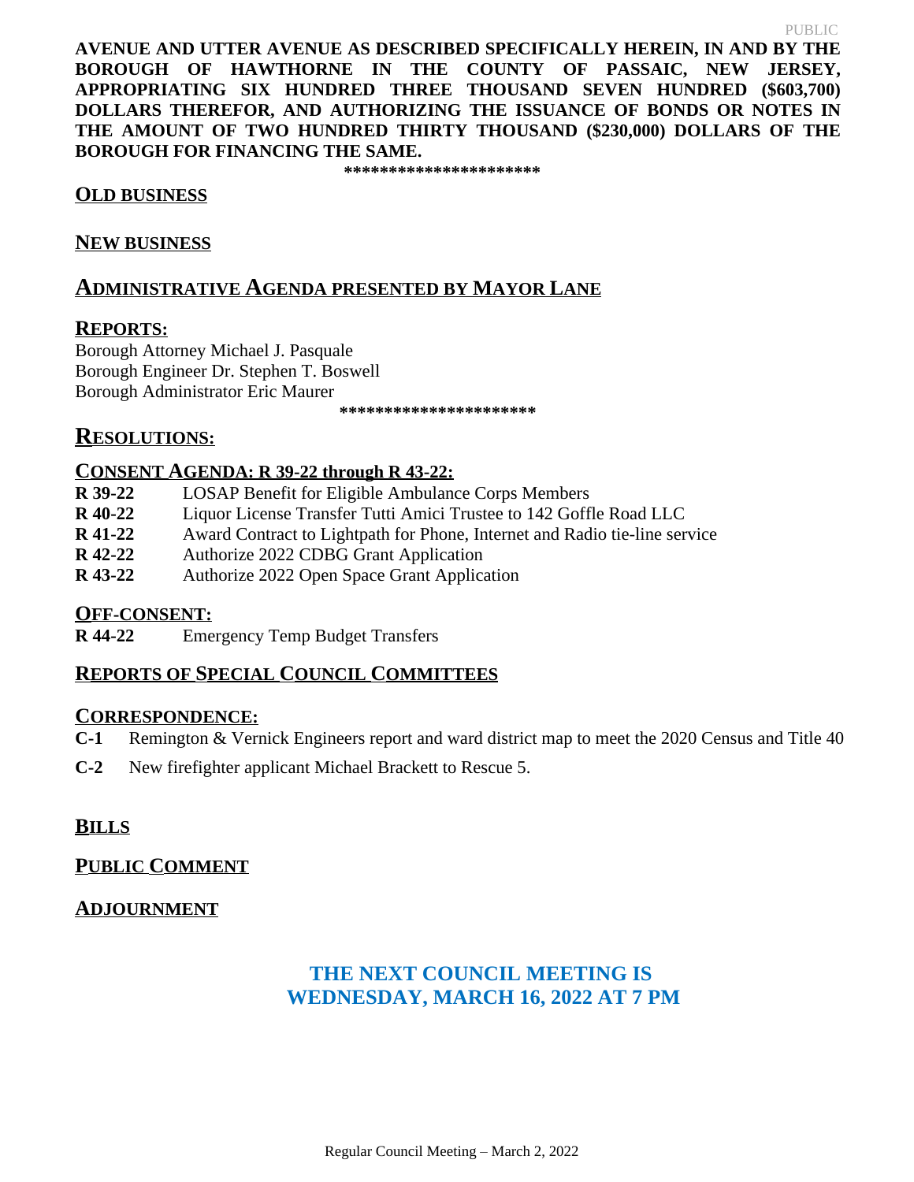**AVENUE AND UTTER AVENUE AS DESCRIBED SPECIFICALLY HEREIN, IN AND BY THE BOROUGH OF HAWTHORNE IN THE COUNTY OF PASSAIC, NEW JERSEY, APPROPRIATING SIX HUNDRED THREE THOUSAND SEVEN HUNDRED ($603,700) DOLLARS THEREFOR, AND AUTHORIZING THE ISSUANCE OF BONDS OR NOTES IN THE AMOUNT OF TWO HUNDRED THIRTY THOUSAND ($230,000) DOLLARS OF THE BOROUGH FOR FINANCING THE SAME.**

**********************

## OLD BUSINESS

## NEW BUSINESS

## ADMINISTRATIVE AGENDA PRESENTED BY MAYOR LANE

## REPORTS:

Borough Attorney Michael J. Pasquale
Borough Engineer Dr. Stephen T. Boswell
Borough Administrator Eric Maurer

**********************

## RESOLUTIONS:

### CONSENT AGENDA: R 39-22 through R 43-22:

**R 39-22** LOSAP Benefit for Eligible Ambulance Corps Members
**R 40-22** Liquor License Transfer Tutti Amici Trustee to 142 Goffle Road LLC
**R 41-22** Award Contract to Lightpath for Phone, Internet and Radio tie-line service
**R 42-22** Authorize 2022 CDBG Grant Application
**R 43-22** Authorize 2022 Open Space Grant Application

### OFF-CONSENT:

**R 44-22** Emergency Temp Budget Transfers

## REPORTS OF SPECIAL COUNCIL COMMITTEES

## CORRESPONDENCE:

**C-1** Remington & Vernick Engineers report and ward district map to meet the 2020 Census and Title 40

**C-2** New firefighter applicant Michael Brackett to Rescue 5.

## BILLS

## PUBLIC COMMENT

## ADJOURNMENT

**THE NEXT COUNCIL MEETING IS WEDNESDAY, MARCH 16, 2022 AT 7 PM**